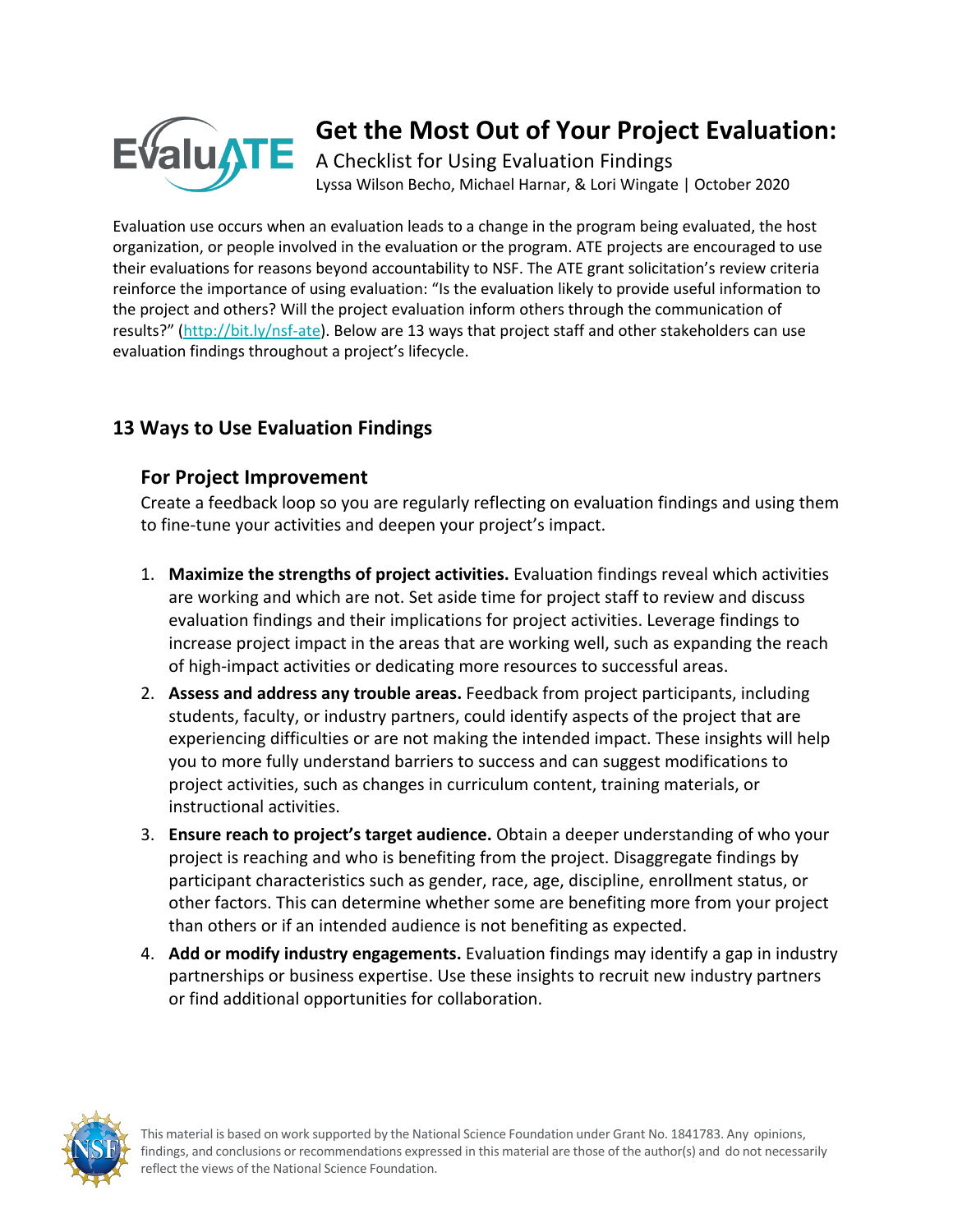# Get the Most Out of Your Project Evaluation:

A Checklist for Using Evaluation Findings

Lyssa Wilson Becho, Michael Harnar, & Lori Wingate | October 2020

Evaluation use occurs when an evaluation leads to a change in the program being evaluated, the host organization, or people involved in the evaluation or the program. ATE projects are encouraged to use their evaluations for reasons beyond accountability to NSF. The ATE grant solicitation's review criteria reinforce the importance of using evaluation: "Is the evaluation likely to provide useful information to the project and others? Will the project evaluation inform others through the communication of results?" (http://bit.ly/nsf-ate). Below are 13 ways that project staff and other stakeholders can use evaluation findings throughout a project's lifecycle.

## 13 Ways to Use Evaluation Findings

### For Project Improvement

Create a feedback loop so you are regularly reflecting on evaluation findings and using them to fine-tune your activities and deepen your project's impact.

1. **Maximize the strengths of project activities.** Evaluation findings reveal which activities are working and which are not. Set aside time for project staff to review and discuss evaluation findings and their implications for project activities. Leverage findings to increase project impact in the areas that are working well, such as expanding the reach of high-impact activities or dedicating more resources to successful areas.
2. **Assess and address any trouble areas.** Feedback from project participants, including students, faculty, or industry partners, could identify aspects of the project that are experiencing difficulties or are not making the intended impact. These insights will help you to more fully understand barriers to success and can suggest modifications to project activities, such as changes in curriculum content, training materials, or instructional activities.
3. **Ensure reach to project's target audience.** Obtain a deeper understanding of who your project is reaching and who is benefiting from the project. Disaggregate findings by participant characteristics such as gender, race, age, discipline, enrollment status, or other factors. This can determine whether some are benefiting more from your project than others or if an intended audience is not benefiting as expected.
4. **Add or modify industry engagements.** Evaluation findings may identify a gap in industry partnerships or business expertise. Use these insights to recruit new industry partners or find additional opportunities for collaboration.

This material is based on work supported by the National Science Foundation under Grant No. 1841783. Any opinions, findings, and conclusions or recommendations expressed in this material are those of the author(s) and do not necessarily reflect the views of the National Science Foundation.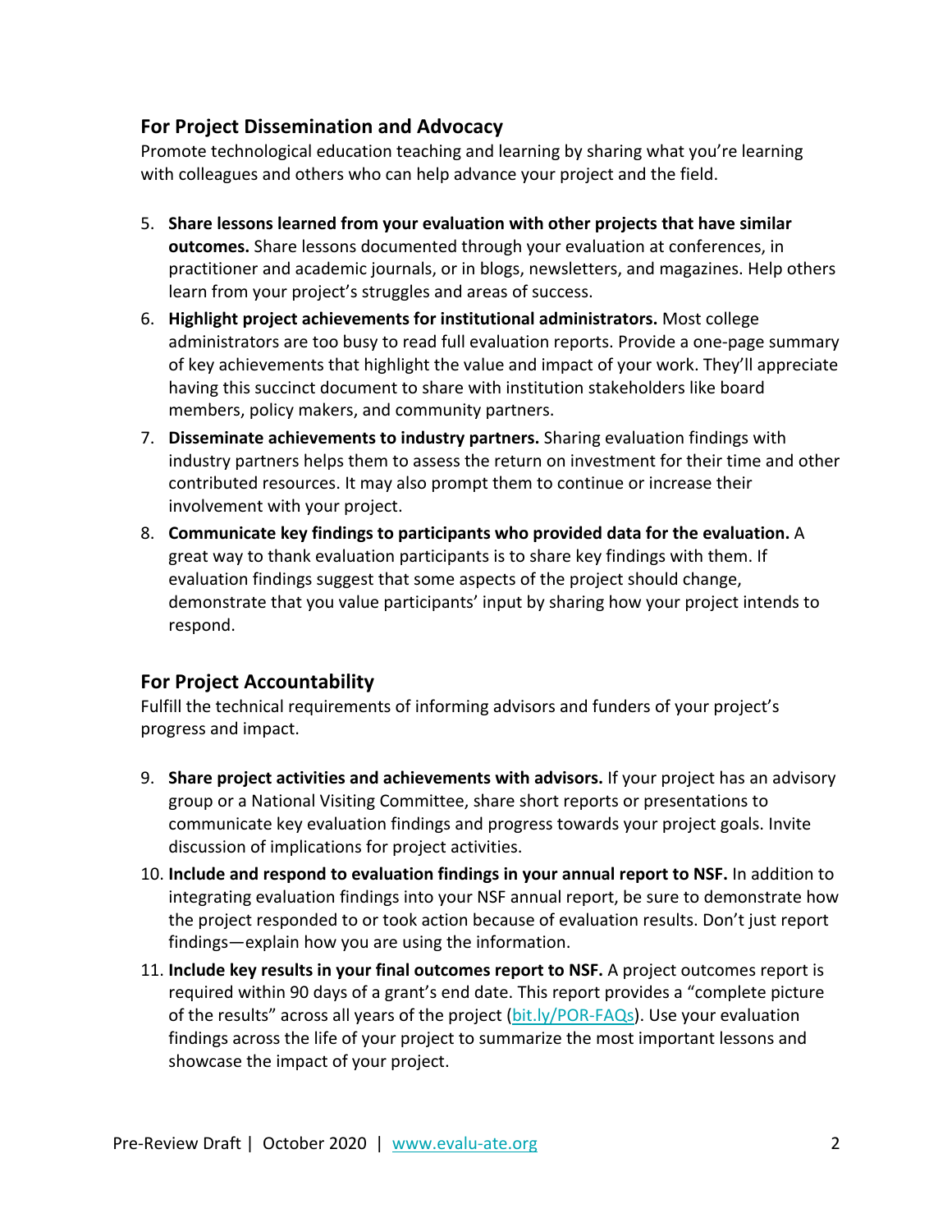## For Project Dissemination and Advocacy

Promote technological education teaching and learning by sharing what you're learning with colleagues and others who can help advance your project and the field.

5. **Share lessons learned from your evaluation with other projects that have similar outcomes.** Share lessons documented through your evaluation at conferences, in practitioner and academic journals, or in blogs, newsletters, and magazines. Help others learn from your project's struggles and areas of success.
6. **Highlight project achievements for institutional administrators.** Most college administrators are too busy to read full evaluation reports. Provide a one-page summary of key achievements that highlight the value and impact of your work. They'll appreciate having this succinct document to share with institution stakeholders like board members, policy makers, and community partners.
7. **Disseminate achievements to industry partners.** Sharing evaluation findings with industry partners helps them to assess the return on investment for their time and other contributed resources. It may also prompt them to continue or increase their involvement with your project.
8. **Communicate key findings to participants who provided data for the evaluation.** A great way to thank evaluation participants is to share key findings with them. If evaluation findings suggest that some aspects of the project should change, demonstrate that you value participants' input by sharing how your project intends to respond.

## For Project Accountability

Fulfill the technical requirements of informing advisors and funders of your project's progress and impact.

9. **Share project activities and achievements with advisors.** If your project has an advisory group or a National Visiting Committee, share short reports or presentations to communicate key evaluation findings and progress towards your project goals. Invite discussion of implications for project activities.
10. **Include and respond to evaluation findings in your annual report to NSF.** In addition to integrating evaluation findings into your NSF annual report, be sure to demonstrate how the project responded to or took action because of evaluation results. Don't just report findings—explain how you are using the information.
11. **Include key results in your final outcomes report to NSF.** A project outcomes report is required within 90 days of a grant's end date. This report provides a "complete picture of the results" across all years of the project ([bit.ly/POR-FAQs](bit.ly/POR-FAQs)). Use your evaluation findings across the life of your project to summarize the most important lessons and showcase the impact of your project.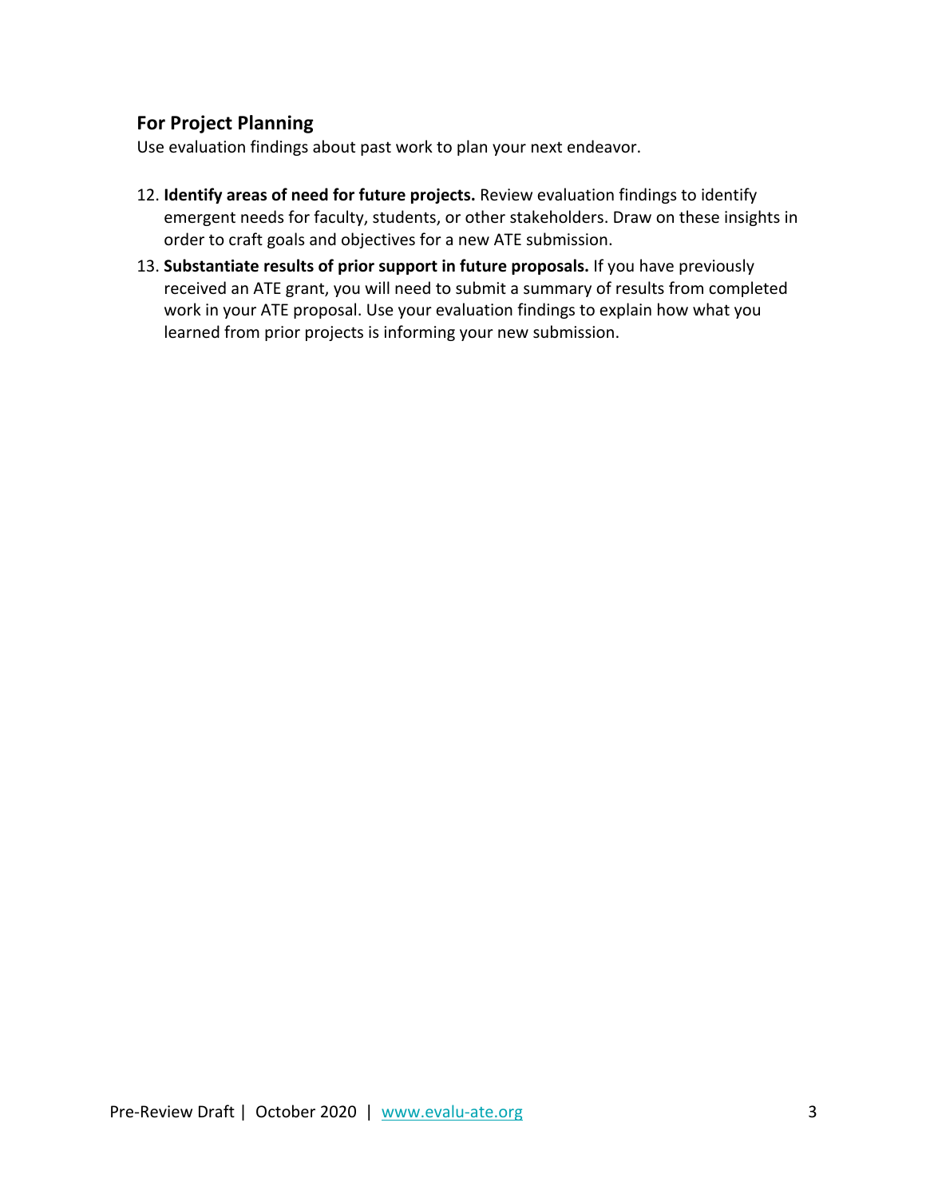## For Project Planning

Use evaluation findings about past work to plan your next endeavor.

12. **Identify areas of need for future projects.** Review evaluation findings to identify emergent needs for faculty, students, or other stakeholders. Draw on these insights in order to craft goals and objectives for a new ATE submission.
13. **Substantiate results of prior support in future proposals.** If you have previously received an ATE grant, you will need to submit a summary of results from completed work in your ATE proposal. Use your evaluation findings to explain how what you learned from prior projects is informing your new submission.